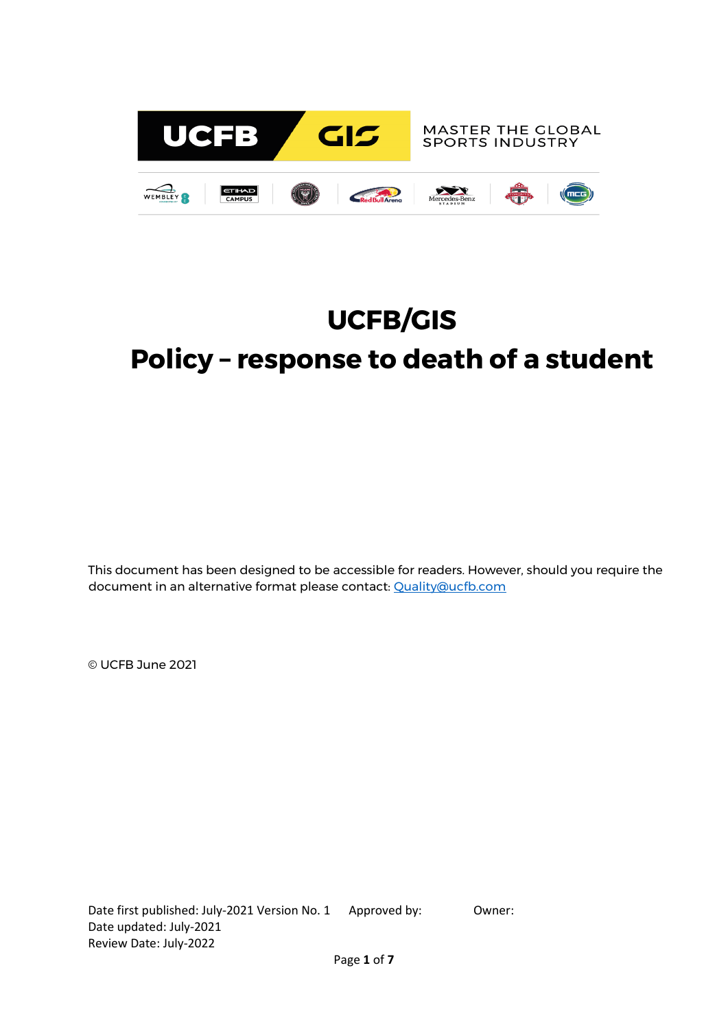UCFB GIS

MASTER THE GLOBAL SPORTS INDUSTRY

# UCFB/GIS
# Policy – response to death of a student

This document has been designed to be accessible for readers. However, should you require the document in an alternative format please contact: Quality@ucfb.com

© UCFB June 2021

Date first published: July-2021 Version No. 1  Approved by:  Owner:
Date updated: July-2021
Review Date: July-2022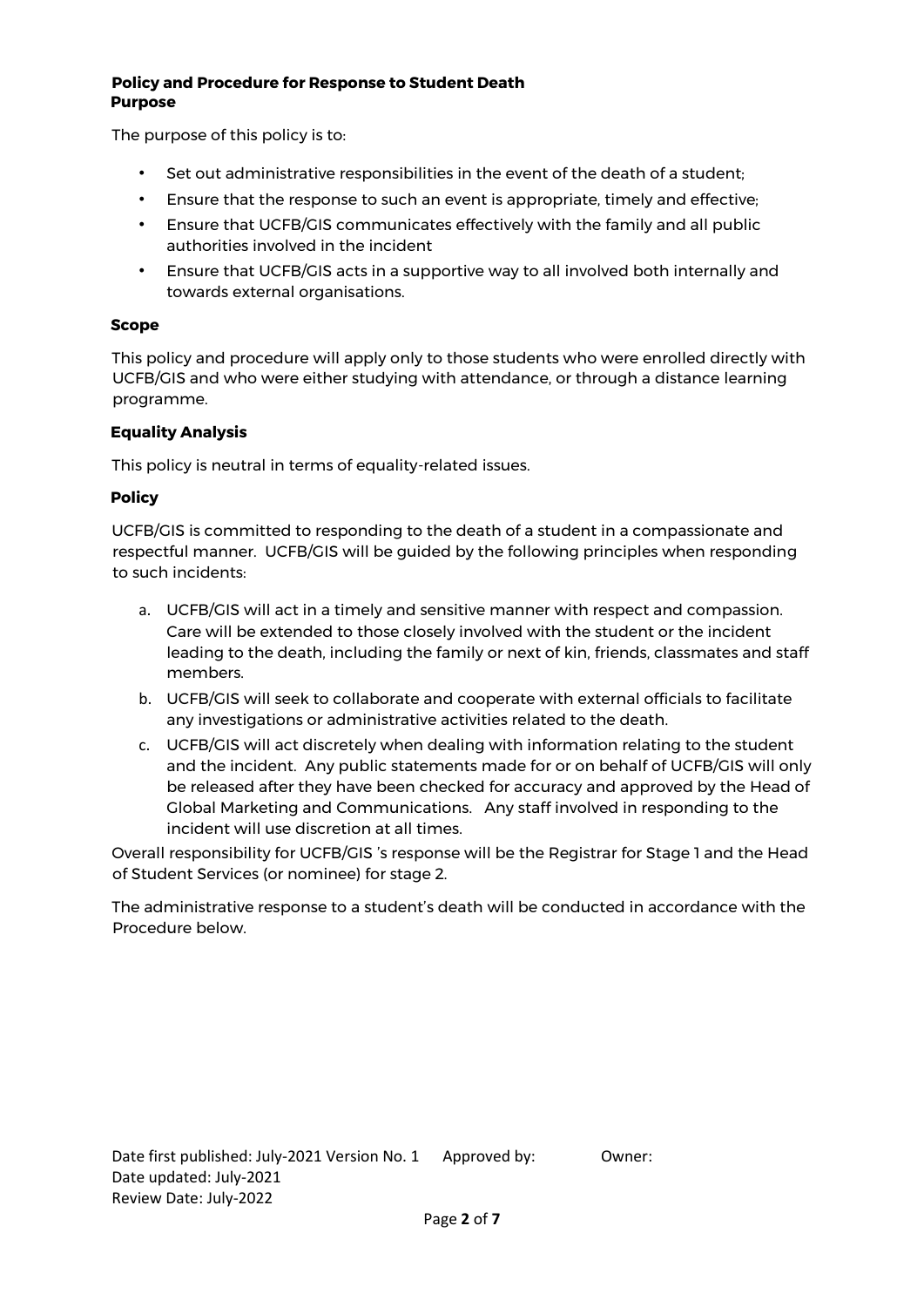**Policy and Procedure for Response to Student Death**

**Purpose**

The purpose of this policy is to:

- Set out administrative responsibilities in the event of the death of a student;
- Ensure that the response to such an event is appropriate, timely and effective;
- Ensure that UCFB/GIS communicates effectively with the family and all public authorities involved in the incident
- Ensure that UCFB/GIS acts in a supportive way to all involved both internally and towards external organisations.

**Scope**

This policy and procedure will apply only to those students who were enrolled directly with UCFB/GIS and who were either studying with attendance, or through a distance learning programme.

**Equality Analysis**

This policy is neutral in terms of equality-related issues.

**Policy**

UCFB/GIS is committed to responding to the death of a student in a compassionate and respectful manner. UCFB/GIS will be guided by the following principles when responding to such incidents:

a. UCFB/GIS will act in a timely and sensitive manner with respect and compassion. Care will be extended to those closely involved with the student or the incident leading to the death, including the family or next of kin, friends, classmates and staff members.
b. UCFB/GIS will seek to collaborate and cooperate with external officials to facilitate any investigations or administrative activities related to the death.
c. UCFB/GIS will act discretely when dealing with information relating to the student and the incident. Any public statements made for or on behalf of UCFB/GIS will only be released after they have been checked for accuracy and approved by the Head of Global Marketing and Communications. Any staff involved in responding to the incident will use discretion at all times.

Overall responsibility for UCFB/GIS 's response will be the Registrar for Stage 1 and the Head of Student Services (or nominee) for stage 2.

The administrative response to a student's death will be conducted in accordance with the Procedure below.

Date first published: July-2021 Version No. 1 Approved by: Owner:
Date updated: July-2021
Review Date: July-2022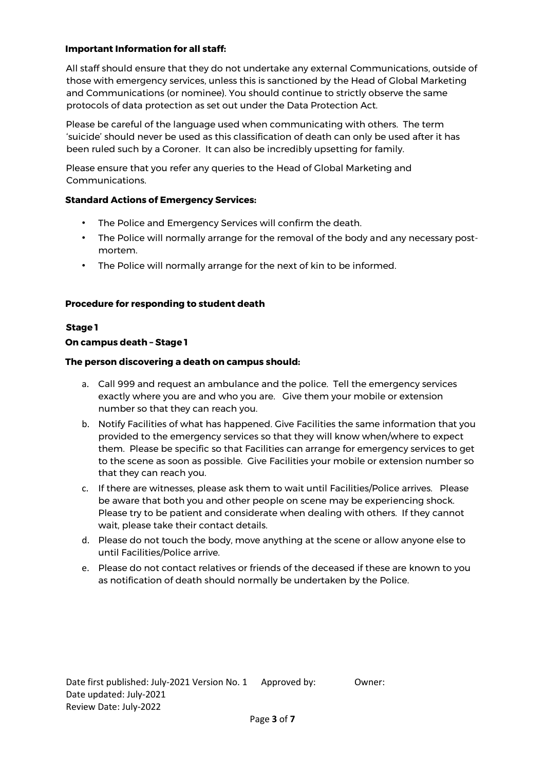**Important Information for all staff:**

All staff should ensure that they do not undertake any external Communications, outside of those with emergency services, unless this is sanctioned by the Head of Global Marketing and Communications (or nominee). You should continue to strictly observe the same protocols of data protection as set out under the Data Protection Act.

Please be careful of the language used when communicating with others. The term 'suicide' should never be used as this classification of death can only be used after it has been ruled such by a Coroner. It can also be incredibly upsetting for family.

Please ensure that you refer any queries to the Head of Global Marketing and Communications.

**Standard Actions of Emergency Services:**

- The Police and Emergency Services will confirm the death.
- The Police will normally arrange for the removal of the body and any necessary post-mortem.
- The Police will normally arrange for the next of kin to be informed.

**Procedure for responding to student death**

**Stage 1**

**On campus death – Stage 1**

**The person discovering a death on campus should:**

a. Call 999 and request an ambulance and the police. Tell the emergency services exactly where you are and who you are. Give them your mobile or extension number so that they can reach you.
b. Notify Facilities of what has happened. Give Facilities the same information that you provided to the emergency services so that they will know when/where to expect them. Please be specific so that Facilities can arrange for emergency services to get to the scene as soon as possible. Give Facilities your mobile or extension number so that they can reach you.
c. If there are witnesses, please ask them to wait until Facilities/Police arrives. Please be aware that both you and other people on scene may be experiencing shock. Please try to be patient and considerate when dealing with others. If they cannot wait, please take their contact details.
d. Please do not touch the body, move anything at the scene or allow anyone else to until Facilities/Police arrive.
e. Please do not contact relatives or friends of the deceased if these are known to you as notification of death should normally be undertaken by the Police.

Date first published: July-2021 Version No. 1 Approved by: Owner:
Date updated: July-2021
Review Date: July-2022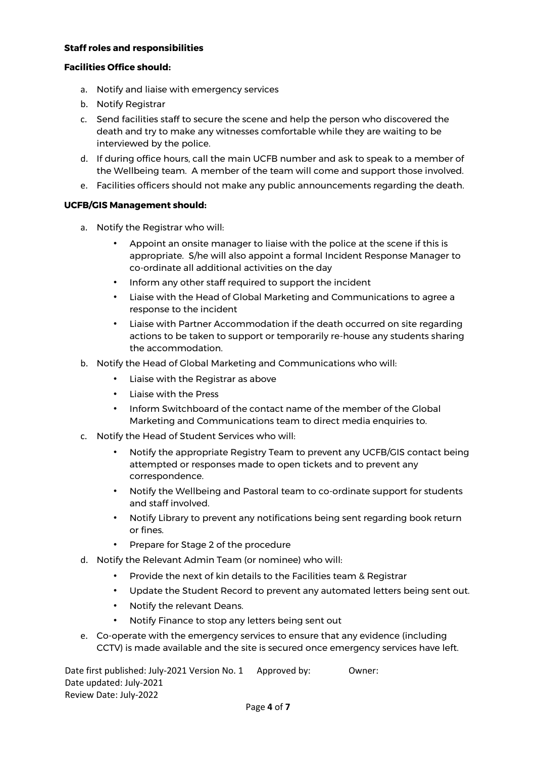**Staff roles and responsibilities**

**Facilities Office should:**

a. Notify and liaise with emergency services
b. Notify Registrar
c. Send facilities staff to secure the scene and help the person who discovered the death and try to make any witnesses comfortable while they are waiting to be interviewed by the police.
d. If during office hours, call the main UCFB number and ask to speak to a member of the Wellbeing team. A member of the team will come and support those involved.
e. Facilities officers should not make any public announcements regarding the death.

**UCFB/GIS Management should:**

a. Notify the Registrar who will:
    - Appoint an onsite manager to liaise with the police at the scene if this is appropriate. S/he will also appoint a formal Incident Response Manager to co-ordinate all additional activities on the day
    - Inform any other staff required to support the incident
    - Liaise with the Head of Global Marketing and Communications to agree a response to the incident
    - Liaise with Partner Accommodation if the death occurred on site regarding actions to be taken to support or temporarily re-house any students sharing the accommodation.
b. Notify the Head of Global Marketing and Communications who will:
    - Liaise with the Registrar as above
    - Liaise with the Press
    - Inform Switchboard of the contact name of the member of the Global Marketing and Communications team to direct media enquiries to.
c. Notify the Head of Student Services who will:
    - Notify the appropriate Registry Team to prevent any UCFB/GIS contact being attempted or responses made to open tickets and to prevent any correspondence.
    - Notify the Wellbeing and Pastoral team to co-ordinate support for students and staff involved.
    - Notify Library to prevent any notifications being sent regarding book return or fines.
    - Prepare for Stage 2 of the procedure
d. Notify the Relevant Admin Team (or nominee) who will:
    - Provide the next of kin details to the Facilities team & Registrar
    - Update the Student Record to prevent any automated letters being sent out.
    - Notify the relevant Deans.
    - Notify Finance to stop any letters being sent out
e. Co-operate with the emergency services to ensure that any evidence (including CCTV) is made available and the site is secured once emergency services have left.

Date first published: July-2021 Version No. 1 Approved by: Owner:
Date updated: July-2021
Review Date: July-2022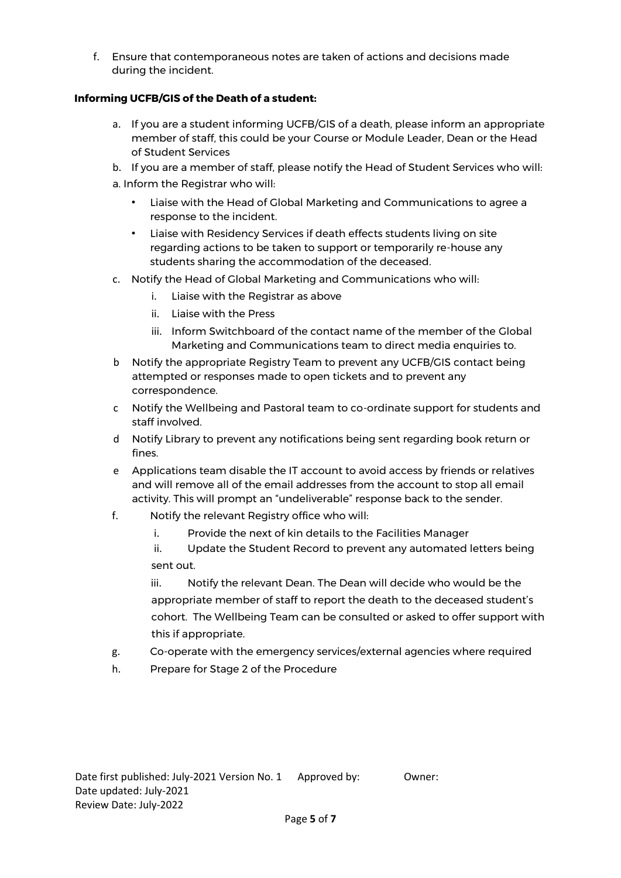f. Ensure that contemporaneous notes are taken of actions and decisions made during the incident.

**Informing UCFB/GIS of the Death of a student:**

a. If you are a student informing UCFB/GIS of a death, please inform an appropriate member of staff, this could be your Course or Module Leader, Dean or the Head of Student Services

b. If you are a member of staff, please notify the Head of Student Services who will:

a. Inform the Registrar who will:

- Liaise with the Head of Global Marketing and Communications to agree a response to the incident.
- Liaise with Residency Services if death effects students living on site regarding actions to be taken to support or temporarily re-house any students sharing the accommodation of the deceased.

c. Notify the Head of Global Marketing and Communications who will:

  i. Liaise with the Registrar as above
  ii. Liaise with the Press
  iii. Inform Switchboard of the contact name of the member of the Global Marketing and Communications team to direct media enquiries to.

b Notify the appropriate Registry Team to prevent any UCFB/GIS contact being attempted or responses made to open tickets and to prevent any correspondence.

c Notify the Wellbeing and Pastoral team to co-ordinate support for students and staff involved.

d Notify Library to prevent any notifications being sent regarding book return or fines.

e Applications team disable the IT account to avoid access by friends or relatives and will remove all of the email addresses from the account to stop all email activity. This will prompt an "undeliverable" response back to the sender.

f. Notify the relevant Registry office who will:

  i. Provide the next of kin details to the Facilities Manager
  ii. Update the Student Record to prevent any automated letters being sent out.
  iii. Notify the relevant Dean. The Dean will decide who would be the appropriate member of staff to report the death to the deceased student's cohort. The Wellbeing Team can be consulted or asked to offer support with this if appropriate.

g. Co-operate with the emergency services/external agencies where required

h. Prepare for Stage 2 of the Procedure

Date first published: July-2021 Version No. 1 Approved by: Owner:
Date updated: July-2021
Review Date: July-2022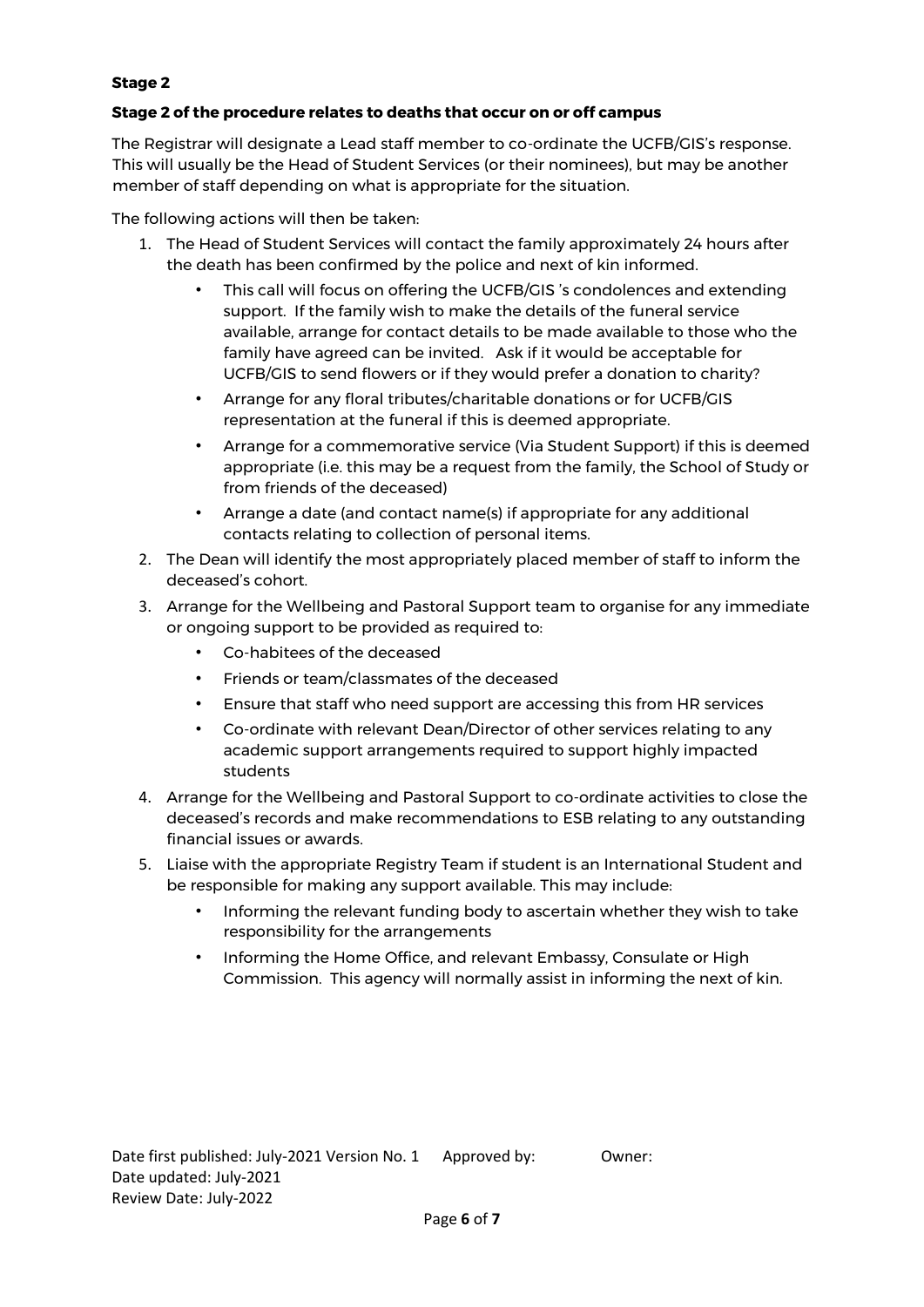**Stage 2**

**Stage 2 of the procedure relates to deaths that occur on or off campus**

The Registrar will designate a Lead staff member to co-ordinate the UCFB/GIS's response. This will usually be the Head of Student Services (or their nominees), but may be another member of staff depending on what is appropriate for the situation.

The following actions will then be taken:

1. The Head of Student Services will contact the family approximately 24 hours after the death has been confirmed by the police and next of kin informed.
    - This call will focus on offering the UCFB/GIS 's condolences and extending support. If the family wish to make the details of the funeral service available, arrange for contact details to be made available to those who the family have agreed can be invited. Ask if it would be acceptable for UCFB/GIS to send flowers or if they would prefer a donation to charity?
    - Arrange for any floral tributes/charitable donations or for UCFB/GIS representation at the funeral if this is deemed appropriate.
    - Arrange for a commemorative service (Via Student Support) if this is deemed appropriate (i.e. this may be a request from the family, the School of Study or from friends of the deceased)
    - Arrange a date (and contact name(s) if appropriate for any additional contacts relating to collection of personal items.
2. The Dean will identify the most appropriately placed member of staff to inform the deceased's cohort.
3. Arrange for the Wellbeing and Pastoral Support team to organise for any immediate or ongoing support to be provided as required to:
    - Co-habitees of the deceased
    - Friends or team/classmates of the deceased
    - Ensure that staff who need support are accessing this from HR services
    - Co-ordinate with relevant Dean/Director of other services relating to any academic support arrangements required to support highly impacted students
4. Arrange for the Wellbeing and Pastoral Support to co-ordinate activities to close the deceased's records and make recommendations to ESB relating to any outstanding financial issues or awards.
5. Liaise with the appropriate Registry Team if student is an International Student and be responsible for making any support available. This may include:
    - Informing the relevant funding body to ascertain whether they wish to take responsibility for the arrangements
    - Informing the Home Office, and relevant Embassy, Consulate or High Commission. This agency will normally assist in informing the next of kin.

Date first published: July-2021 Version No. 1 Approved by: Owner:
Date updated: July-2021
Review Date: July-2022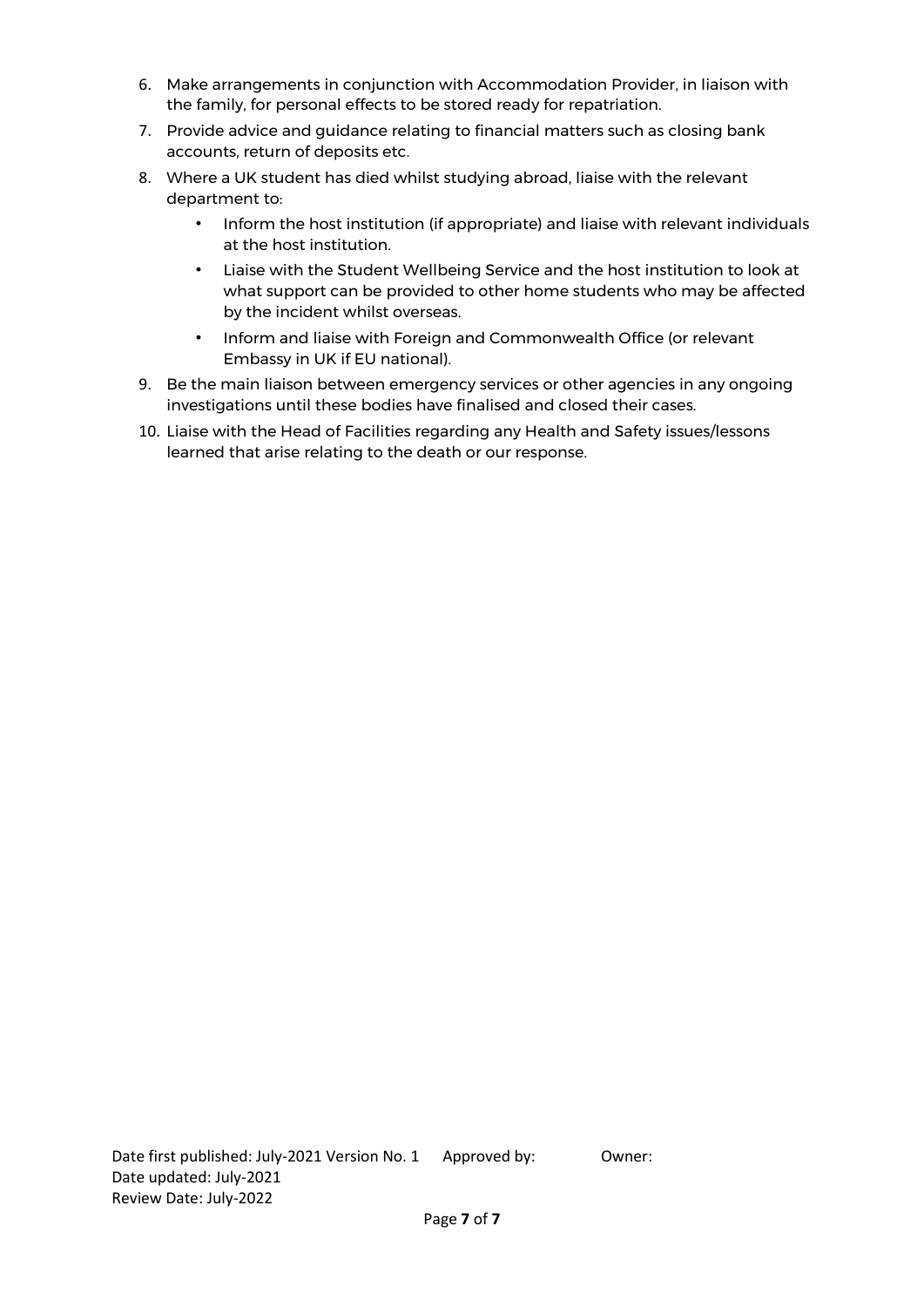6. Make arrangements in conjunction with Accommodation Provider, in liaison with the family, for personal effects to be stored ready for repatriation.
7. Provide advice and guidance relating to financial matters such as closing bank accounts, return of deposits etc.
8. Where a UK student has died whilst studying abroad, liaise with the relevant department to:
    - Inform the host institution (if appropriate) and liaise with relevant individuals at the host institution.
    - Liaise with the Student Wellbeing Service and the host institution to look at what support can be provided to other home students who may be affected by the incident whilst overseas.
    - Inform and liaise with Foreign and Commonwealth Office (or relevant Embassy in UK if EU national).
9. Be the main liaison between emergency services or other agencies in any ongoing investigations until these bodies have finalised and closed their cases.
10. Liaise with the Head of Facilities regarding any Health and Safety issues/lessons learned that arise relating to the death or our response.